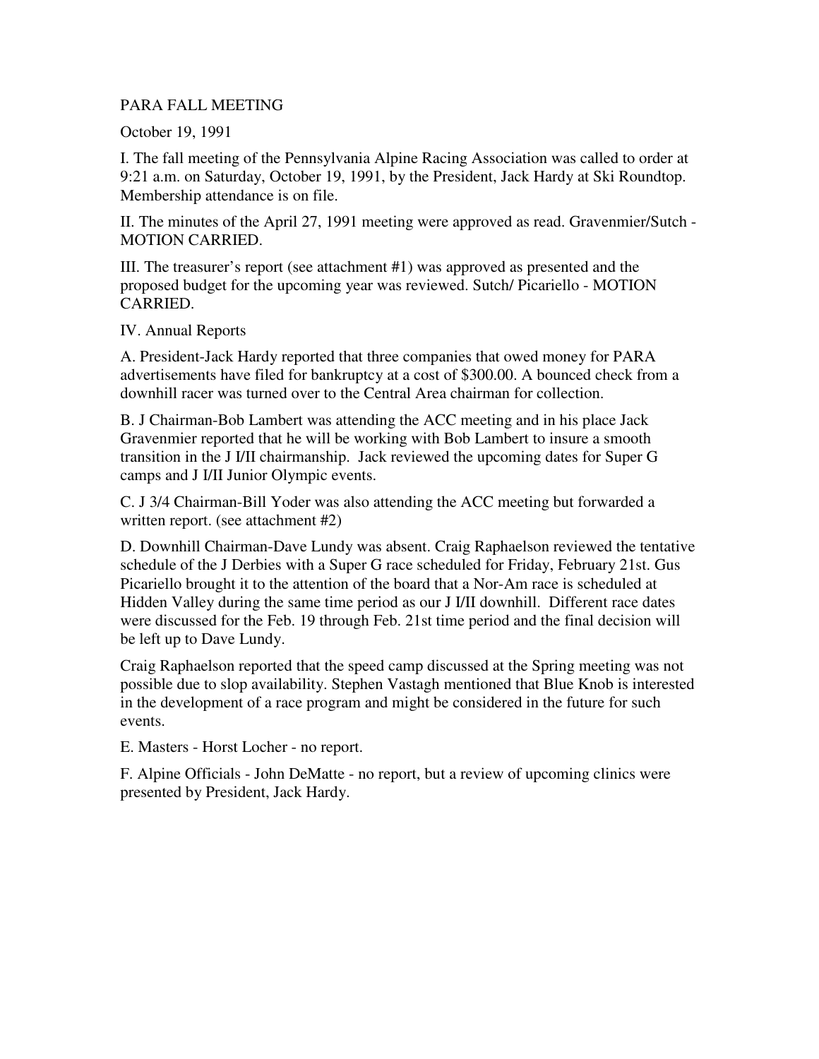PARA FALL MEETING

October 19, 1991

I. The fall meeting of the Pennsylvania Alpine Racing Association was called to order at 9:21 a.m. on Saturday, October 19, 1991, by the President, Jack Hardy at Ski Roundtop. Membership attendance is on file.

II. The minutes of the April 27, 1991 meeting were approved as read. Gravenmier/Sutch - MOTION CARRIED.

III. The treasurer's report (see attachment #1) was approved as presented and the proposed budget for the upcoming year was reviewed. Sutch/ Picariello - MOTION CARRIED.

IV. Annual Reports

A. President-Jack Hardy reported that three companies that owed money for PARA advertisements have filed for bankruptcy at a cost of $300.00. A bounced check from a downhill racer was turned over to the Central Area chairman for collection.

B. J Chairman-Bob Lambert was attending the ACC meeting and in his place Jack Gravenmier reported that he will be working with Bob Lambert to insure a smooth transition in the J I/II chairmanship. Jack reviewed the upcoming dates for Super G camps and J I/II Junior Olympic events.

C. J 3/4 Chairman-Bill Yoder was also attending the ACC meeting but forwarded a written report. (see attachment #2)

D. Downhill Chairman-Dave Lundy was absent. Craig Raphaelson reviewed the tentative schedule of the J Derbies with a Super G race scheduled for Friday, February 21st. Gus Picariello brought it to the attention of the board that a Nor-Am race is scheduled at Hidden Valley during the same time period as our J I/II downhill. Different race dates were discussed for the Feb. 19 through Feb. 21st time period and the final decision will be left up to Dave Lundy.

Craig Raphaelson reported that the speed camp discussed at the Spring meeting was not possible due to slop availability. Stephen Vastagh mentioned that Blue Knob is interested in the development of a race program and might be considered in the future for such events.

E. Masters - Horst Locher - no report.

F. Alpine Officials - John DeMatte - no report, but a review of upcoming clinics were presented by President, Jack Hardy.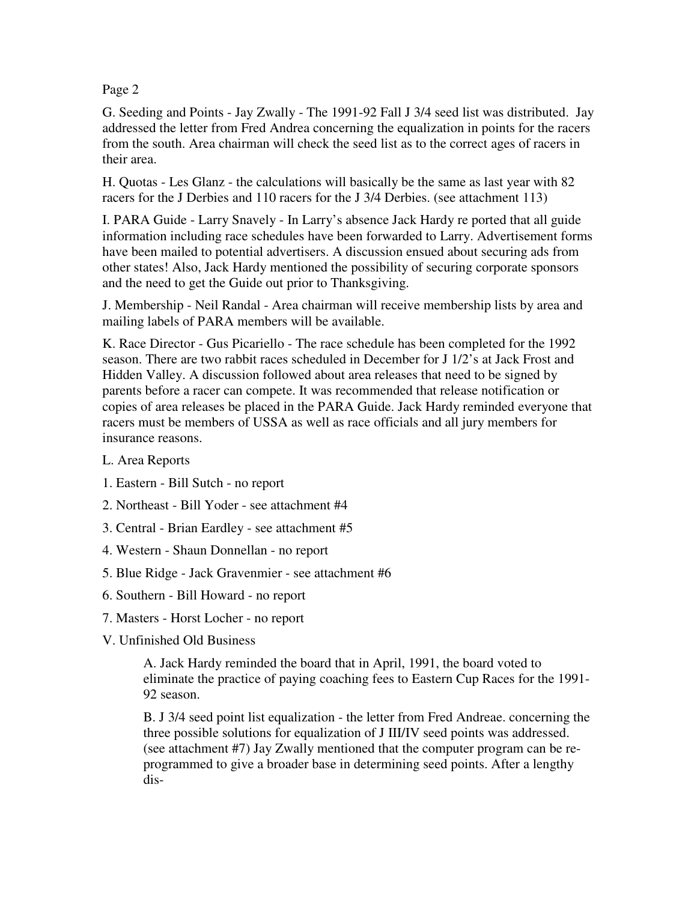G. Seeding and Points - Jay Zwally - The 1991-92 Fall J 3/4 seed list was distributed. Jay addressed the letter from Fred Andrea concerning the equalization in points for the racers from the south. Area chairman will check the seed list as to the correct ages of racers in their area.

H. Quotas - Les Glanz - the calculations will basically be the same as last year with 82 racers for the J Derbies and 110 racers for the J 3/4 Derbies. (see attachment 113)

I. PARA Guide - Larry Snavely - In Larry's absence Jack Hardy re ported that all guide information including race schedules have been forwarded to Larry. Advertisement forms have been mailed to potential advertisers. A discussion ensued about securing ads from other states! Also, Jack Hardy mentioned the possibility of securing corporate sponsors and the need to get the Guide out prior to Thanksgiving.

J. Membership - Neil Randal - Area chairman will receive membership lists by area and mailing labels of PARA members will be available.

K. Race Director - Gus Picariello - The race schedule has been completed for the 1992 season. There are two rabbit races scheduled in December for J 1/2's at Jack Frost and Hidden Valley. A discussion followed about area releases that need to be signed by parents before a racer can compete. It was recommended that release notification or copies of area releases be placed in the PARA Guide. Jack Hardy reminded everyone that racers must be members of USSA as well as race officials and all jury members for insurance reasons.

L. Area Reports

1. Eastern - Bill Sutch - no report
2. Northeast - Bill Yoder - see attachment #4
3. Central - Brian Eardley - see attachment #5
4. Western - Shaun Donnellan - no report
5. Blue Ridge - Jack Gravenmier - see attachment #6
6. Southern - Bill Howard - no report
7. Masters - Horst Locher - no report

V. Unfinished Old Business

A. Jack Hardy reminded the board that in April, 1991, the board voted to eliminate the practice of paying coaching fees to Eastern Cup Races for the 1991-92 season.

B. J 3/4 seed point list equalization - the letter from Fred Andreae. concerning the three possible solutions for equalization of J III/IV seed points was addressed. (see attachment #7) Jay Zwally mentioned that the computer program can be re-programmed to give a broader base in determining seed points. After a lengthy dis-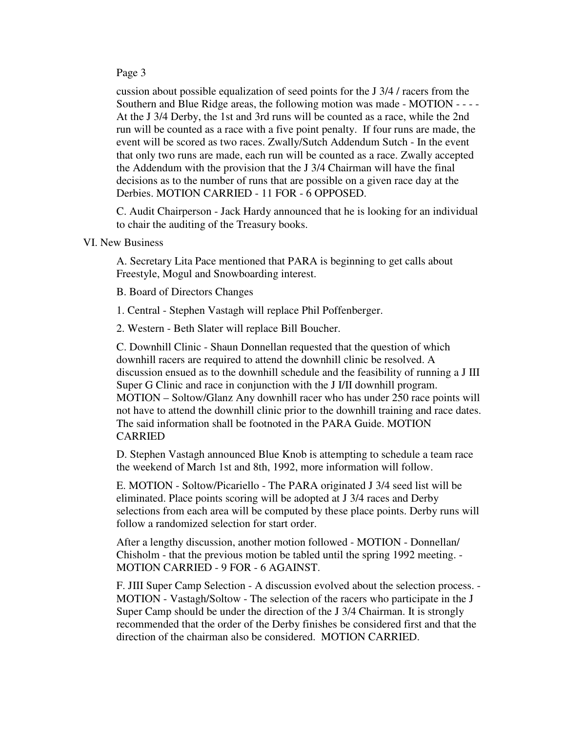cussion about possible equalization of seed points for the J 3/4 / racers from the Southern and Blue Ridge areas, the following motion was made - MOTION - - - - At the J 3/4 Derby, the 1st and 3rd runs will be counted as a race, while the 2nd run will be counted as a race with a five point penalty. If four runs are made, the event will be scored as two races. Zwally/Sutch Addendum Sutch - In the event that only two runs are made, each run will be counted as a race. Zwally accepted the Addendum with the provision that the J 3/4 Chairman will have the final decisions as to the number of runs that are possible on a given race day at the Derbies. MOTION CARRIED - 11 FOR - 6 OPPOSED.

C. Audit Chairperson - Jack Hardy announced that he is looking for an individual to chair the auditing of the Treasury books.

VI. New Business

A. Secretary Lita Pace mentioned that PARA is beginning to get calls about Freestyle, Mogul and Snowboarding interest.

B. Board of Directors Changes

1. Central - Stephen Vastagh will replace Phil Poffenberger.

2. Western - Beth Slater will replace Bill Boucher.

C. Downhill Clinic - Shaun Donnellan requested that the question of which downhill racers are required to attend the downhill clinic be resolved. A discussion ensued as to the downhill schedule and the feasibility of running a J III Super G Clinic and race in conjunction with the J I/II downhill program. MOTION – Soltow/Glanz Any downhill racer who has under 250 race points will not have to attend the downhill clinic prior to the downhill training and race dates. The said information shall be footnoted in the PARA Guide. MOTION CARRIED

D. Stephen Vastagh announced Blue Knob is attempting to schedule a team race the weekend of March 1st and 8th, 1992, more information will follow.

E. MOTION - Soltow/Picariello - The PARA originated J 3/4 seed list will be eliminated. Place points scoring will be adopted at J 3/4 races and Derby selections from each area will be computed by these place points. Derby runs will follow a randomized selection for start order.

After a lengthy discussion, another motion followed - MOTION - Donnellan/ Chisholm - that the previous motion be tabled until the spring 1992 meeting. - MOTION CARRIED - 9 FOR - 6 AGAINST.

F. JIII Super Camp Selection - A discussion evolved about the selection process. - MOTION - Vastagh/Soltow - The selection of the racers who participate in the J Super Camp should be under the direction of the J 3/4 Chairman. It is strongly recommended that the order of the Derby finishes be considered first and that the direction of the chairman also be considered. MOTION CARRIED.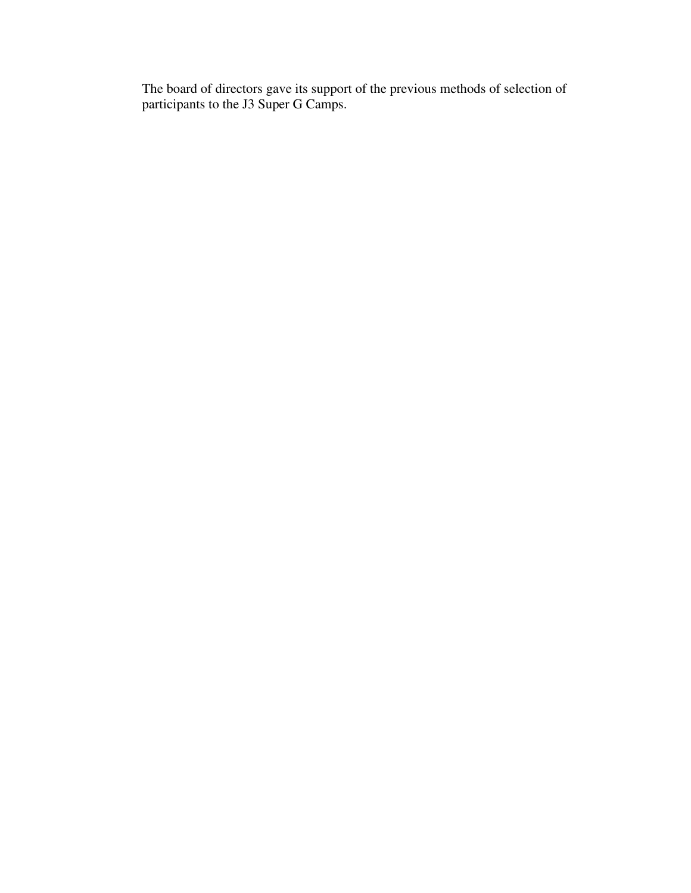The board of directors gave its support of the previous methods of selection of participants to the J3 Super G Camps.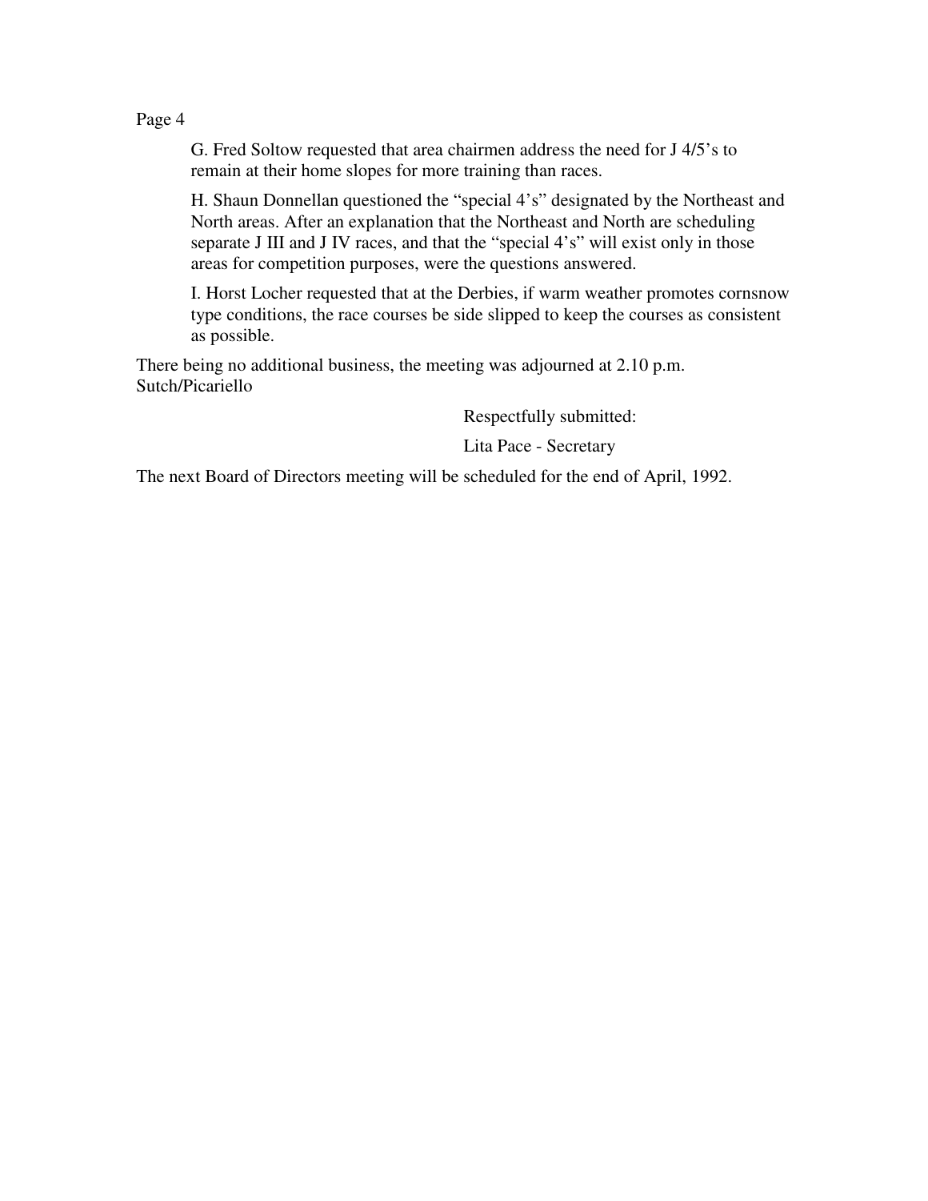G. Fred Soltow requested that area chairmen address the need for J 4/5's to remain at their home slopes for more training than races.

H. Shaun Donnellan questioned the "special 4's" designated by the Northeast and North areas. After an explanation that the Northeast and North are scheduling separate J III and J IV races, and that the "special 4's" will exist only in those areas for competition purposes, were the questions answered.

I. Horst Locher requested that at the Derbies, if warm weather promotes cornsnow type conditions, the race courses be side slipped to keep the courses as consistent as possible.

There being no additional business, the meeting was adjourned at 2.10 p.m.
Sutch/Picariello

Respectfully submitted:

Lita Pace - Secretary

The next Board of Directors meeting will be scheduled for the end of April, 1992.